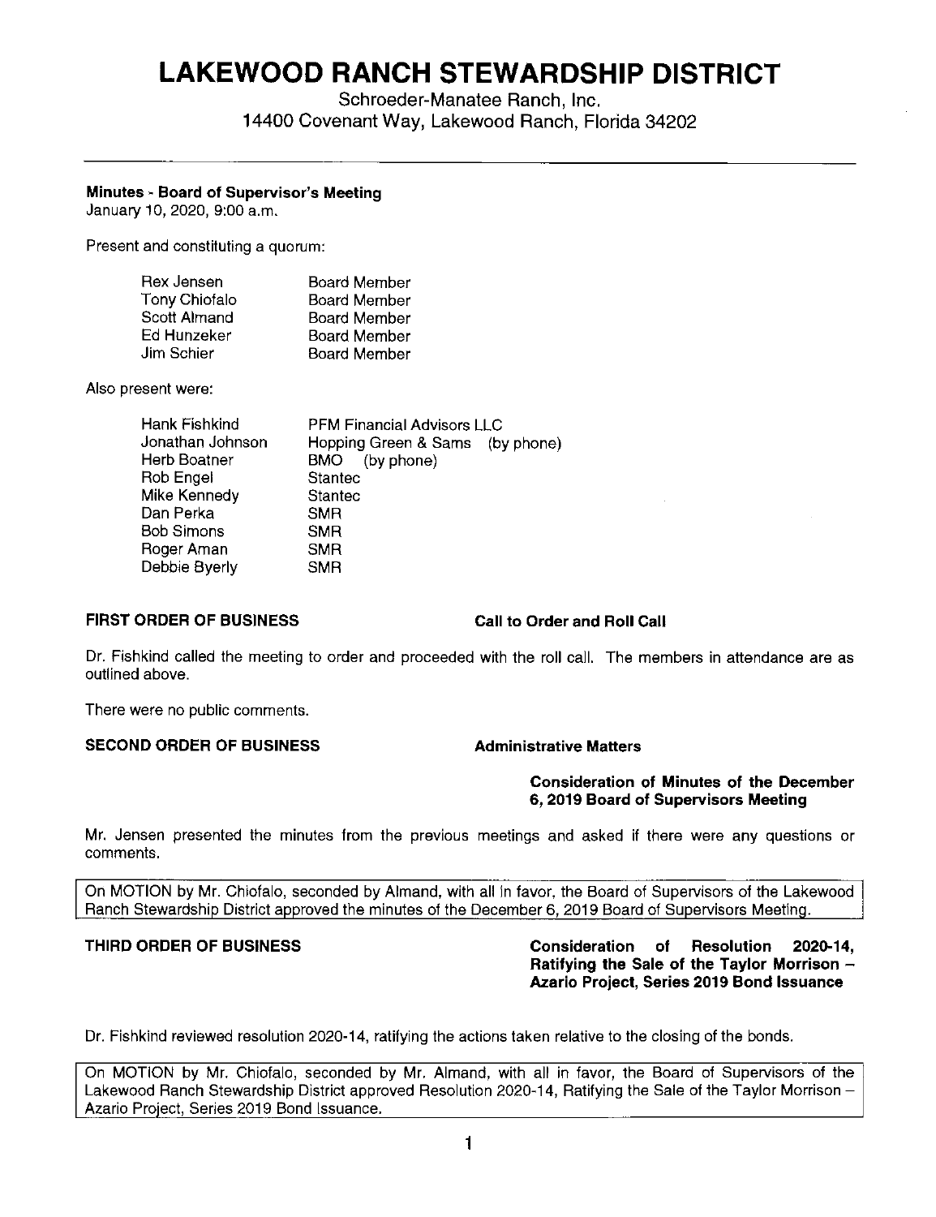# LAKEWOOD RANCH STEWARDSHIP DISTRICT

Schroeder-Manatee Ranch, Inc.
14400 Covenant Way, Lakewood Ranch, Florida 34202

---

**Minutes - Board of Supervisor's Meeting**
January 10, 2020, 9:00 a.m.

Present and constituting a quorum:

| | |
|---|---|
| Rex Jensen | Board Member |
| Tony Chiofalo | Board Member |
| Scott Almand | Board Member |
| Ed Hunzeker | Board Member |
| Jim Schier | Board Member |

Also present were:

| | |
|---|---|
| Hank Fishkind | PFM Financial Advisors LLC |
| Jonathan Johnson | Hopping Green & Sams (by phone) |
| Herb Boatner | BMO (by phone) |
| Rob Engel | Stantec |
| Mike Kennedy | Stantec |
| Dan Perka | SMR |
| Bob Simons | SMR |
| Roger Aman | SMR |
| Debbie Byerly | SMR |

**FIRST ORDER OF BUSINESS** **Call to Order and Roll Call**

Dr. Fishkind called the meeting to order and proceeded with the roll call. The members in attendance are as outlined above.

There were no public comments.

**SECOND ORDER OF BUSINESS** **Administrative Matters**

**Consideration of Minutes of the December 6, 2019 Board of Supervisors Meeting**

Mr. Jensen presented the minutes from the previous meetings and asked if there were any questions or comments.

On MOTION by Mr. Chiofalo, seconded by Almand, with all in favor, the Board of Supervisors of the Lakewood Ranch Stewardship District approved the minutes of the December 6, 2019 Board of Supervisors Meeting.

**THIRD ORDER OF BUSINESS** **Consideration of Resolution 2020-14, Ratifying the Sale of the Taylor Morrison – Azario Project, Series 2019 Bond Issuance**

Dr. Fishkind reviewed resolution 2020-14, ratifying the actions taken relative to the closing of the bonds.

On MOTION by Mr. Chiofalo, seconded by Mr. Almand, with all in favor, the Board of Supervisors of the Lakewood Ranch Stewardship District approved Resolution 2020-14, Ratifying the Sale of the Taylor Morrison – Azario Project, Series 2019 Bond Issuance.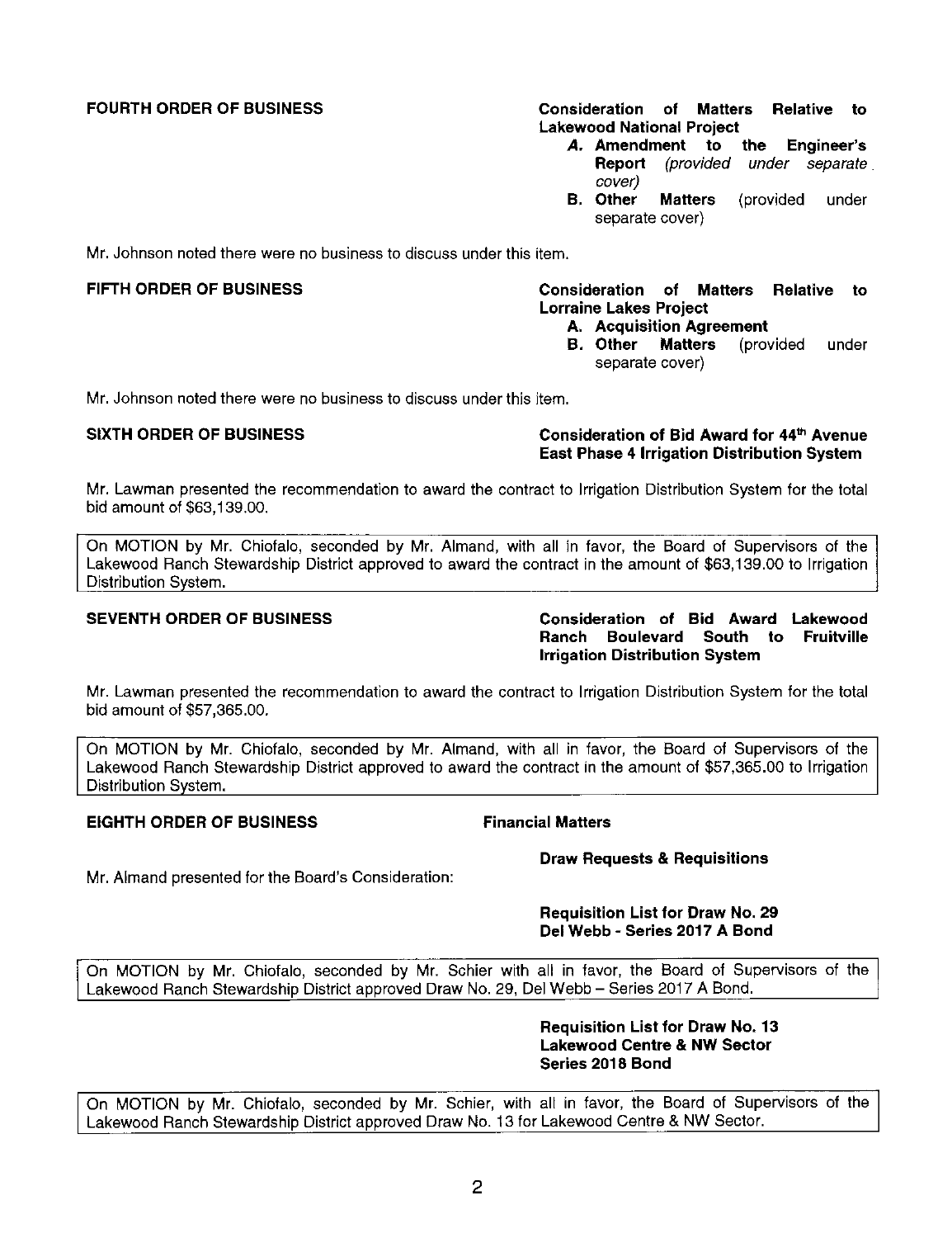**FOURTH ORDER OF BUSINESS** — **Consideration of Matters Relative to Lakewood National Project**

*A.* **Amendment to the Engineer's Report** *(provided under separate cover)*
**B. Other Matters** (provided under separate cover)

Mr. Johnson noted there were no business to discuss under this item.

**FIFTH ORDER OF BUSINESS** — **Consideration of Matters Relative to Lorraine Lakes Project**

**A. Acquisition Agreement**
**B. Other Matters** (provided under separate cover)

Mr. Johnson noted there were no business to discuss under this item.

**SIXTH ORDER OF BUSINESS** — **Consideration of Bid Award for 44th Avenue East Phase 4 Irrigation Distribution System**

Mr. Lawman presented the recommendation to award the contract to Irrigation Distribution System for the total bid amount of $63,139.00.

> On MOTION by Mr. Chiofalo, seconded by Mr. Almand, with all in favor, the Board of Supervisors of the Lakewood Ranch Stewardship District approved to award the contract in the amount of $63,139.00 to Irrigation Distribution System.

**SEVENTH ORDER OF BUSINESS** — **Consideration of Bid Award Lakewood Ranch Boulevard South to Fruitville Irrigation Distribution System**

Mr. Lawman presented the recommendation to award the contract to Irrigation Distribution System for the total bid amount of $57,365.00.

> On MOTION by Mr. Chiofalo, seconded by Mr. Almand, with all in favor, the Board of Supervisors of the Lakewood Ranch Stewardship District approved to award the contract in the amount of $57,365.00 to Irrigation Distribution System.

**EIGHTH ORDER OF BUSINESS** — **Financial Matters**

**Draw Requests & Requisitions**

Mr. Almand presented for the Board's Consideration:

**Requisition List for Draw No. 29**
**Del Webb - Series 2017 A Bond**

> On MOTION by Mr. Chiofalo, seconded by Mr. Schier with all in favor, the Board of Supervisors of the Lakewood Ranch Stewardship District approved Draw No. 29, Del Webb – Series 2017 A Bond.

**Requisition List for Draw No. 13**
**Lakewood Centre & NW Sector**
**Series 2018 Bond**

> On MOTION by Mr. Chiofalo, seconded by Mr. Schier, with all in favor, the Board of Supervisors of the Lakewood Ranch Stewardship District approved Draw No. 13 for Lakewood Centre & NW Sector.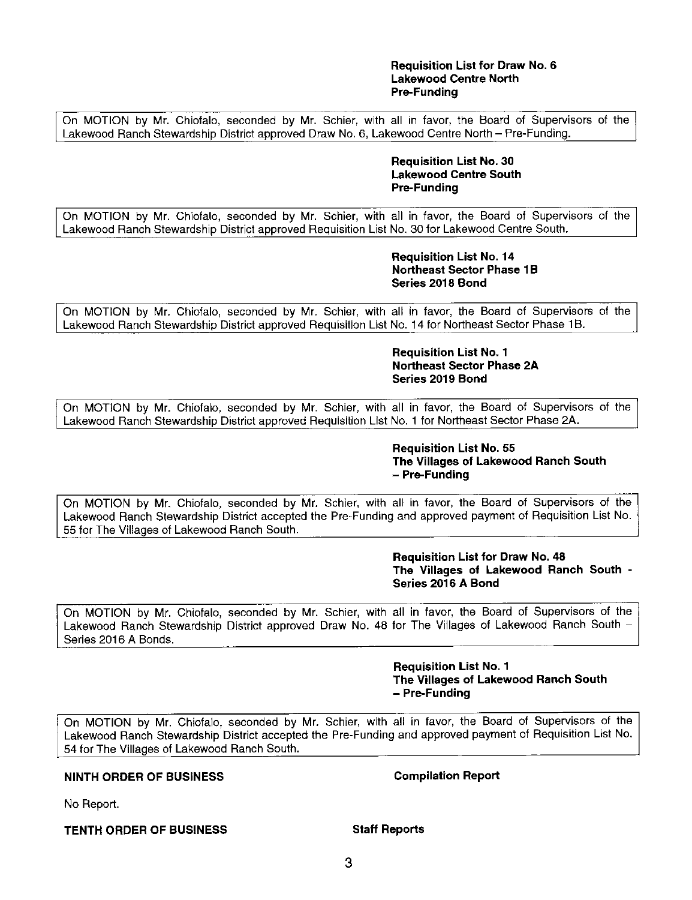**Requisition List for Draw No. 6**
**Lakewood Centre North**
**Pre-Funding**

On MOTION by Mr. Chiofalo, seconded by Mr. Schier, with all in favor, the Board of Supervisors of the Lakewood Ranch Stewardship District approved Draw No. 6, Lakewood Centre North – Pre-Funding.

**Requisition List No. 30**
**Lakewood Centre South**
**Pre-Funding**

On MOTION by Mr. Chiofalo, seconded by Mr. Schier, with all in favor, the Board of Supervisors of the Lakewood Ranch Stewardship District approved Requisition List No. 30 for Lakewood Centre South.

**Requisition List No. 14**
**Northeast Sector Phase 1B**
**Series 2018 Bond**

On MOTION by Mr. Chiofalo, seconded by Mr. Schier, with all in favor, the Board of Supervisors of the Lakewood Ranch Stewardship District approved Requisition List No. 14 for Northeast Sector Phase 1B.

**Requisition List No. 1**
**Northeast Sector Phase 2A**
**Series 2019 Bond**

On MOTION by Mr. Chiofalo, seconded by Mr. Schier, with all in favor, the Board of Supervisors of the Lakewood Ranch Stewardship District approved Requisition List No. 1 for Northeast Sector Phase 2A.

**Requisition List No. 55**
**The Villages of Lakewood Ranch South**
**– Pre-Funding**

On MOTION by Mr. Chiofalo, seconded by Mr. Schier, with all in favor, the Board of Supervisors of the Lakewood Ranch Stewardship District accepted the Pre-Funding and approved payment of Requisition List No. 55 for The Villages of Lakewood Ranch South.

**Requisition List for Draw No. 48**
**The Villages of Lakewood Ranch South - Series 2016 A Bond**

On MOTION by Mr. Chiofalo, seconded by Mr. Schier, with all in favor, the Board of Supervisors of the Lakewood Ranch Stewardship District approved Draw No. 48 for The Villages of Lakewood Ranch South – Series 2016 A Bonds.

**Requisition List No. 1**
**The Villages of Lakewood Ranch South**
**– Pre-Funding**

On MOTION by Mr. Chiofalo, seconded by Mr. Schier, with all in favor, the Board of Supervisors of the Lakewood Ranch Stewardship District accepted the Pre-Funding and approved payment of Requisition List No. 54 for The Villages of Lakewood Ranch South.

**NINTH ORDER OF BUSINESS** **Compilation Report**

No Report.

**TENTH ORDER OF BUSINESS** **Staff Reports**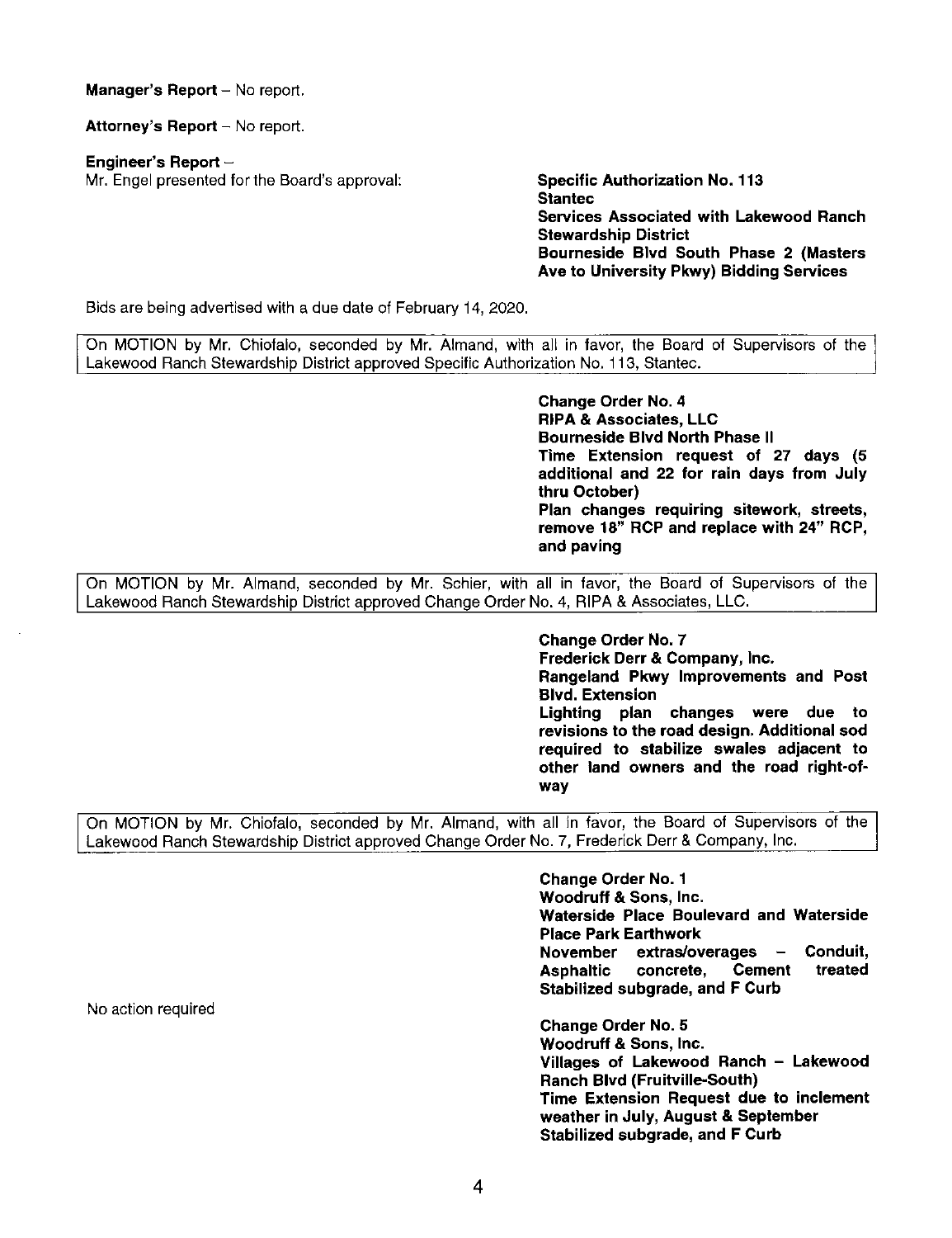**Manager's Report** – No report.

**Attorney's Report** – No report.

**Engineer's Report** –

Mr. Engel presented for the Board's approval:

**Specific Authorization No. 113**
**Stantec**
**Services Associated with Lakewood Ranch Stewardship District**
**Bourneside Blvd South Phase 2 (Masters Ave to University Pkwy) Bidding Services**

Bids are being advertised with a due date of February 14, 2020.

> On MOTION by Mr. Chiofalo, seconded by Mr. Almand, with all in favor, the Board of Supervisors of the Lakewood Ranch Stewardship District approved Specific Authorization No. 113, Stantec.

**Change Order No. 4**
**RIPA & Associates, LLC**
**Bourneside Blvd North Phase II**
**Time Extension request of 27 days (5 additional and 22 for rain days from July thru October)**
**Plan changes requiring sitework, streets, remove 18" RCP and replace with 24" RCP, and paving**

> On MOTION by Mr. Almand, seconded by Mr. Schier, with all in favor, the Board of Supervisors of the Lakewood Ranch Stewardship District approved Change Order No. 4, RIPA & Associates, LLC.

**Change Order No. 7**
**Frederick Derr & Company, Inc.**
**Rangeland Pkwy Improvements and Post Blvd. Extension**
**Lighting plan changes were due to revisions to the road design. Additional sod required to stabilize swales adjacent to other land owners and the road right-of-way**

> On MOTION by Mr. Chiofalo, seconded by Mr. Almand, with all in favor, the Board of Supervisors of the Lakewood Ranch Stewardship District approved Change Order No. 7, Frederick Derr & Company, Inc.

**Change Order No. 1**
**Woodruff & Sons, Inc.**
**Waterside Place Boulevard and Waterside Place Park Earthwork**
**November extras/overages – Conduit, Asphaltic concrete, Cement treated Stabilized subgrade, and F Curb**

No action required

**Change Order No. 5**
**Woodruff & Sons, Inc.**
**Villages of Lakewood Ranch – Lakewood Ranch Blvd (Fruitville-South)**
**Time Extension Request due to inclement weather in July, August & September**
**Stabilized subgrade, and F Curb**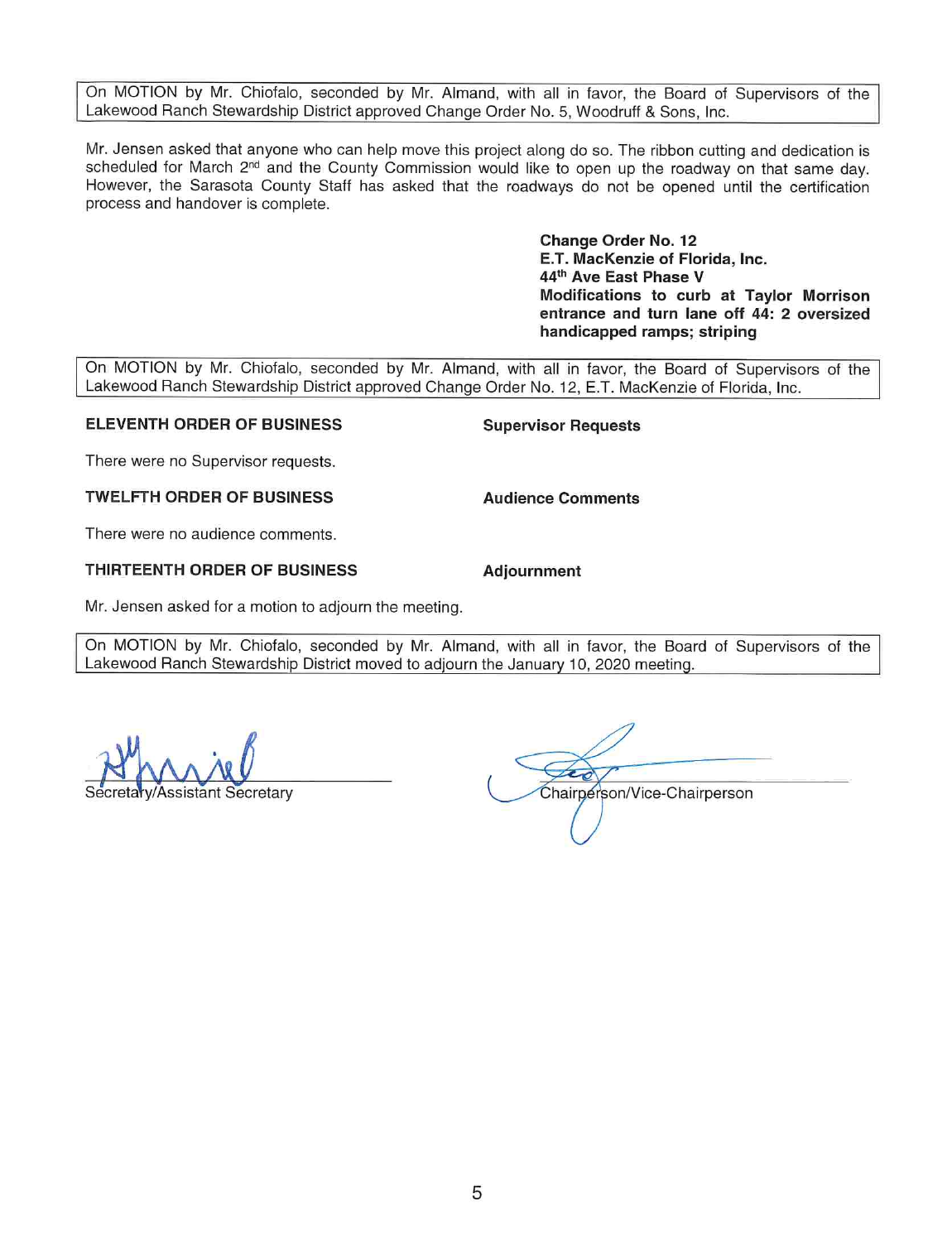> On MOTION by Mr. Chiofalo, seconded by Mr. Almand, with all in favor, the Board of Supervisors of the Lakewood Ranch Stewardship District approved Change Order No. 5, Woodruff & Sons, Inc.

Mr. Jensen asked that anyone who can help move this project along do so. The ribbon cutting and dedication is scheduled for March 2nd and the County Commission would like to open up the roadway on that same day. However, the Sarasota County Staff has asked that the roadways do not be opened until the certification process and handover is complete.

**Change Order No. 12**
**E.T. MacKenzie of Florida, Inc.**
**44th Ave East Phase V**
**Modifications to curb at Taylor Morrison entrance and turn lane off 44: 2 oversized handicapped ramps; striping**

> On MOTION by Mr. Chiofalo, seconded by Mr. Almand, with all in favor, the Board of Supervisors of the Lakewood Ranch Stewardship District approved Change Order No. 12, E.T. MacKenzie of Florida, Inc.

**ELEVENTH ORDER OF BUSINESS** **Supervisor Requests**

There were no Supervisor requests.

**TWELFTH ORDER OF BUSINESS** **Audience Comments**

There were no audience comments.

**THIRTEENTH ORDER OF BUSINESS** **Adjournment**

Mr. Jensen asked for a motion to adjourn the meeting.

> On MOTION by Mr. Chiofalo, seconded by Mr. Almand, with all in favor, the Board of Supervisors of the Lakewood Ranch Stewardship District moved to adjourn the January 10, 2020 meeting.

Secretary/Assistant Secretary

Chairperson/Vice-Chairperson